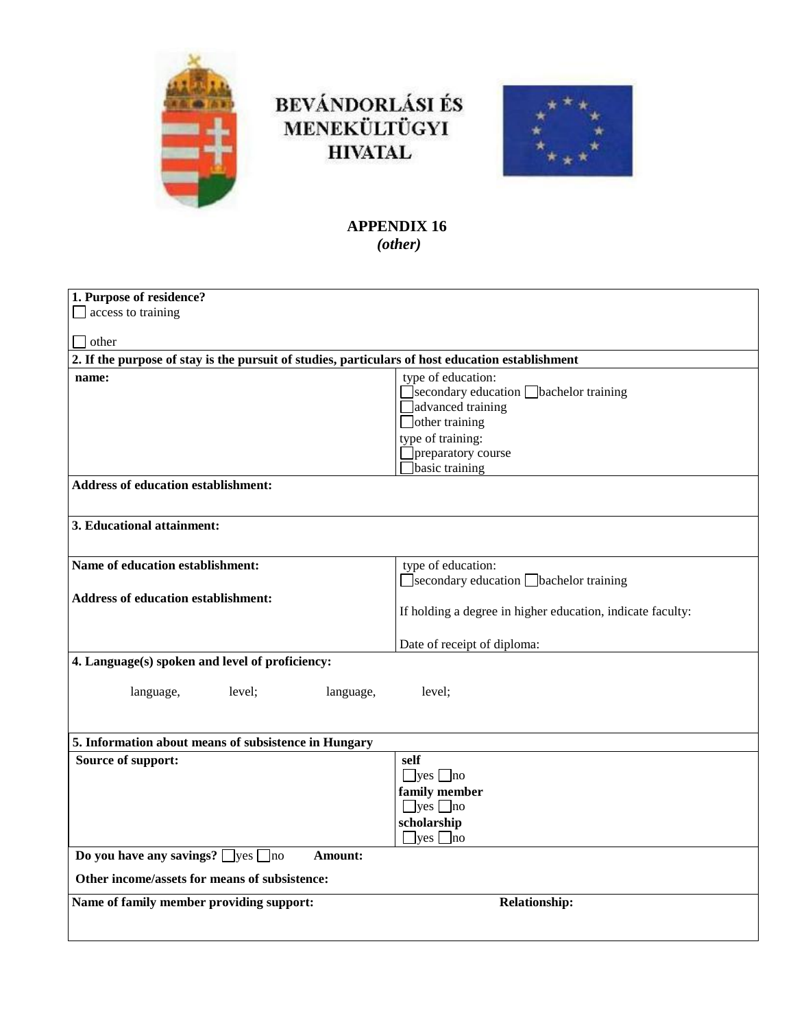**BEVÁNDORLÁSI ÉS MENEKÜLTÜGYI HIVATAL**

## APPENDIX 16
*(other)*

**1. Purpose of residence?**

☐ access to training

☐ other

**2. If the purpose of stay is the pursuit of studies, particulars of host education establishment**

| **name:** | type of education:<br>☐secondary education ☐bachelor training<br>☐advanced training<br>☐other training<br>type of training:<br>☐preparatory course<br>☐basic training |
|---|---|

**Address of education establishment:**

**3. Educational attainment:**

| **Name of education establishment:**<br><br>**Address of education establishment:** | type of education:<br>☐secondary education ☐bachelor training<br><br>If holding a degree in higher education, indicate faculty:<br><br>Date of receipt of diploma: |
|---|---|

**4. Language(s) spoken and level of proficiency:**

language, level; language, level;

**5. Information about means of subsistence in Hungary**

| **Source of support:** | **self**<br>☐yes ☐no<br>**family member**<br>☐yes ☐no<br>**scholarship**<br>☐yes ☐no |
|---|---|

**Do you have any savings?** ☐yes ☐no **Amount:**

**Other income/assets for means of subsistence:**

**Name of family member providing support:** **Relationship:**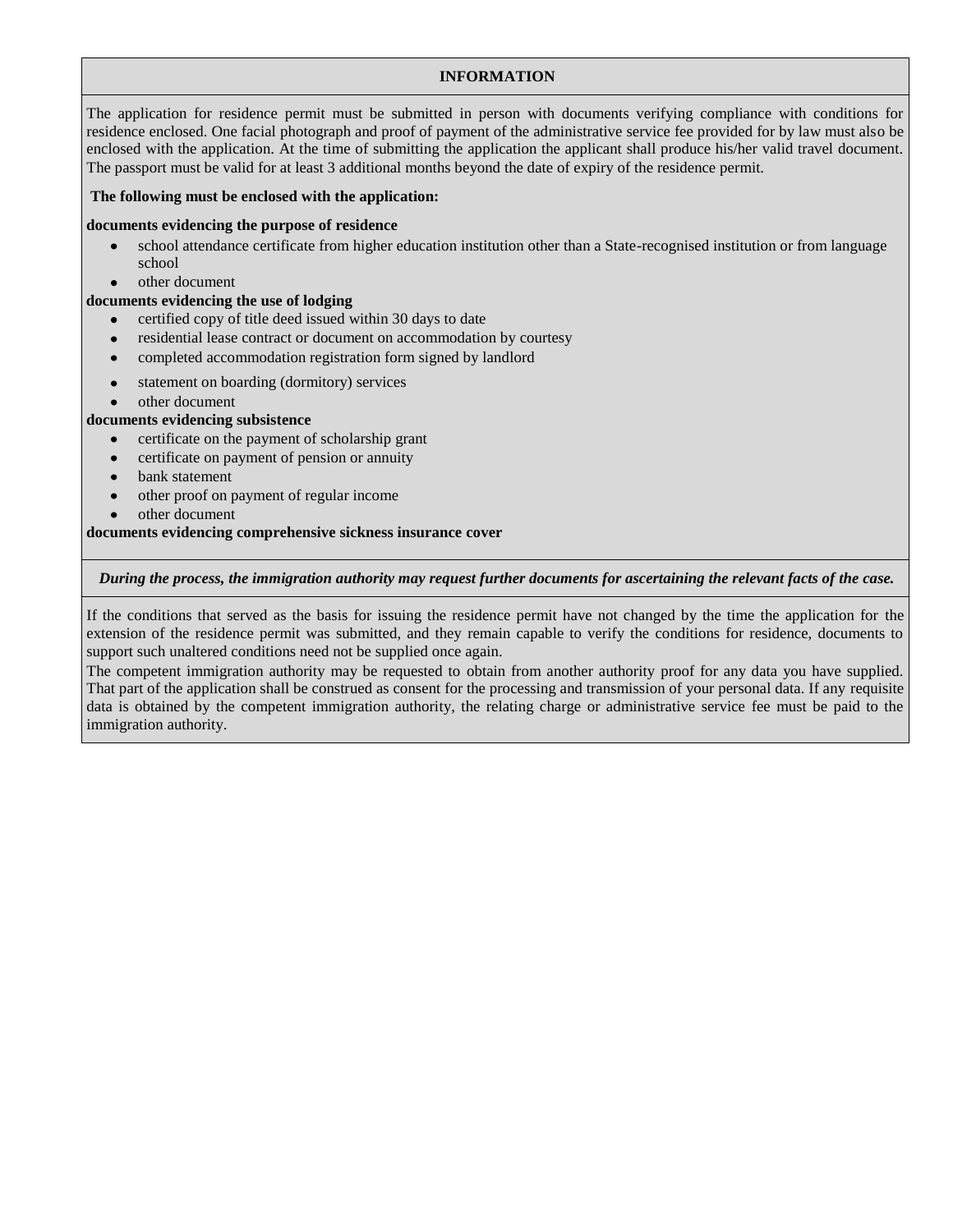## INFORMATION

The application for residence permit must be submitted in person with documents verifying compliance with conditions for residence enclosed. One facial photograph and proof of payment of the administrative service fee provided for by law must also be enclosed with the application. At the time of submitting the application the applicant shall produce his/her valid travel document. The passport must be valid for at least 3 additional months beyond the date of expiry of the residence permit.

**The following must be enclosed with the application:**

**documents evidencing the purpose of residence**

- school attendance certificate from higher education institution other than a State-recognised institution or from language school
- other document

**documents evidencing the use of lodging**

- certified copy of title deed issued within 30 days to date
- residential lease contract or document on accommodation by courtesy
- completed accommodation registration form signed by landlord
- statement on boarding (dormitory) services
- other document

**documents evidencing subsistence**

- certificate on the payment of scholarship grant
- certificate on payment of pension or annuity
- bank statement
- other proof on payment of regular income
- other document

**documents evidencing comprehensive sickness insurance cover**

***During the process, the immigration authority may request further documents for ascertaining the relevant facts of the case.***

If the conditions that served as the basis for issuing the residence permit have not changed by the time the application for the extension of the residence permit was submitted, and they remain capable to verify the conditions for residence, documents to support such unaltered conditions need not be supplied once again.

The competent immigration authority may be requested to obtain from another authority proof for any data you have supplied. That part of the application shall be construed as consent for the processing and transmission of your personal data. If any requisite data is obtained by the competent immigration authority, the relating charge or administrative service fee must be paid to the immigration authority.